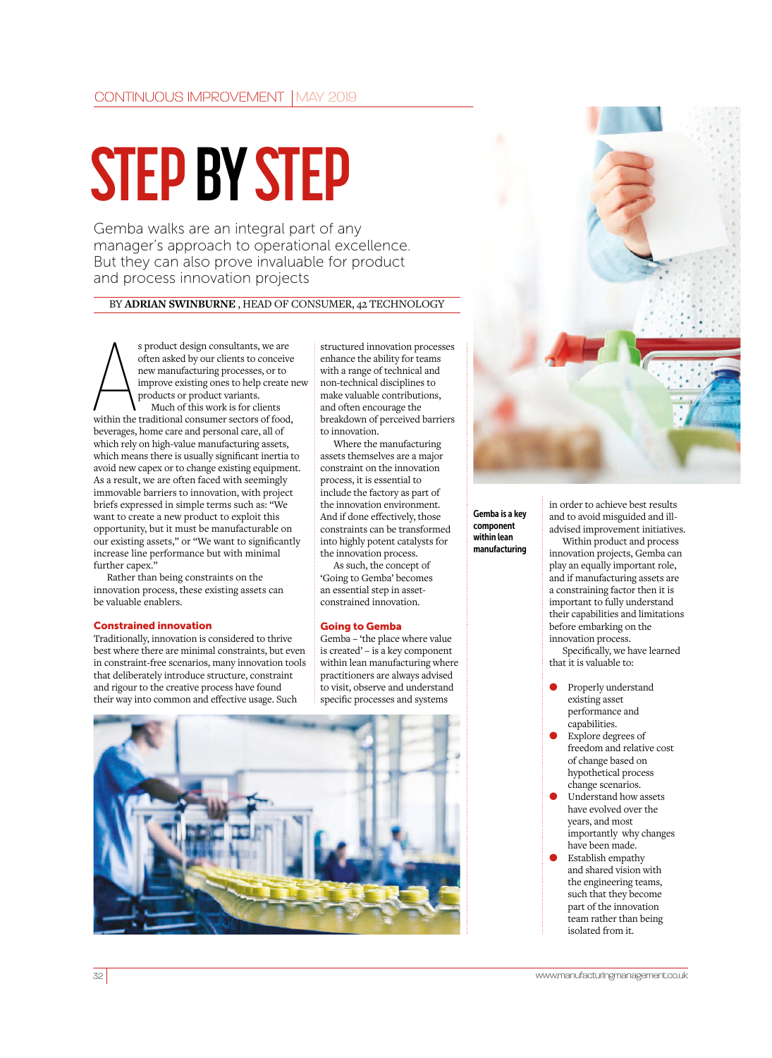# STEP BY STEP

Gemba walks are an integral part of any manager's approach to operational excellence. But they can also prove invaluable for product and process innovation projects

BY **ADRIAN SWINBURNE**, HEAD OF CONSUMER, 42 TECHNOLOGY

As product design consultants, we are often asked by our clients to conceive new manufacturing processes, or to improve existing ones to help create new products or product variants.

Much of this work is for clients within the traditional consumer sectors of food, beverages, home care and personal care, all of which rely on high-value manufacturing assets, which means there is usually significant inertia to avoid new capex or to change existing equipment. As a result, we are often faced with seemingly immovable barriers to innovation, with project briefs expressed in simple terms such as: "We want to create a new product to exploit this opportunity, but it must be manufacturable on our existing assets," or "We want to significantly increase line performance but with minimal further capex."

Rather than being constraints on the innovation process, these existing assets can be valuable enablers.

## Constrained innovation

Traditionally, innovation is considered to thrive best where there are minimal constraints, but even in constraint-free scenarios, many innovation tools that deliberately introduce structure, constraint and rigour to the creative process have found their way into common and effective usage. Such structured innovation processes enhance the ability for teams with a range of technical and non-technical disciplines to make valuable contributions, and often encourage the breakdown of perceived barriers to innovation.

Where the manufacturing assets themselves are a major constraint on the innovation process, it is essential to include the factory as part of the innovation environment. And if done effectively, those constraints can be transformed into highly potent catalysts for the innovation process.

As such, the concept of 'Going to Gemba' becomes an essential step in asset-constrained innovation.

## Going to Gemba

Gemba – 'the place where value is created' – is a key component within lean manufacturing where practitioners are always advised to visit, observe and understand specific processes and systems in order to achieve best results and to avoid misguided and ill-advised improvement initiatives.

Within product and process innovation projects, Gemba can play an equally important role, and if manufacturing assets are a constraining factor then it is important to fully understand their capabilities and limitations before embarking on the innovation process.

Specifically, we have learned that it is valuable to:

- Properly understand existing asset performance and capabilities.
- Explore degrees of freedom and relative cost of change based on hypothetical process change scenarios.
- Understand how assets have evolved over the years, and most importantly why changes have been made.
- Establish empathy and shared vision with the engineering teams, such that they become part of the innovation team rather than being isolated from it.

**Gemba is a key component within lean manufacturing**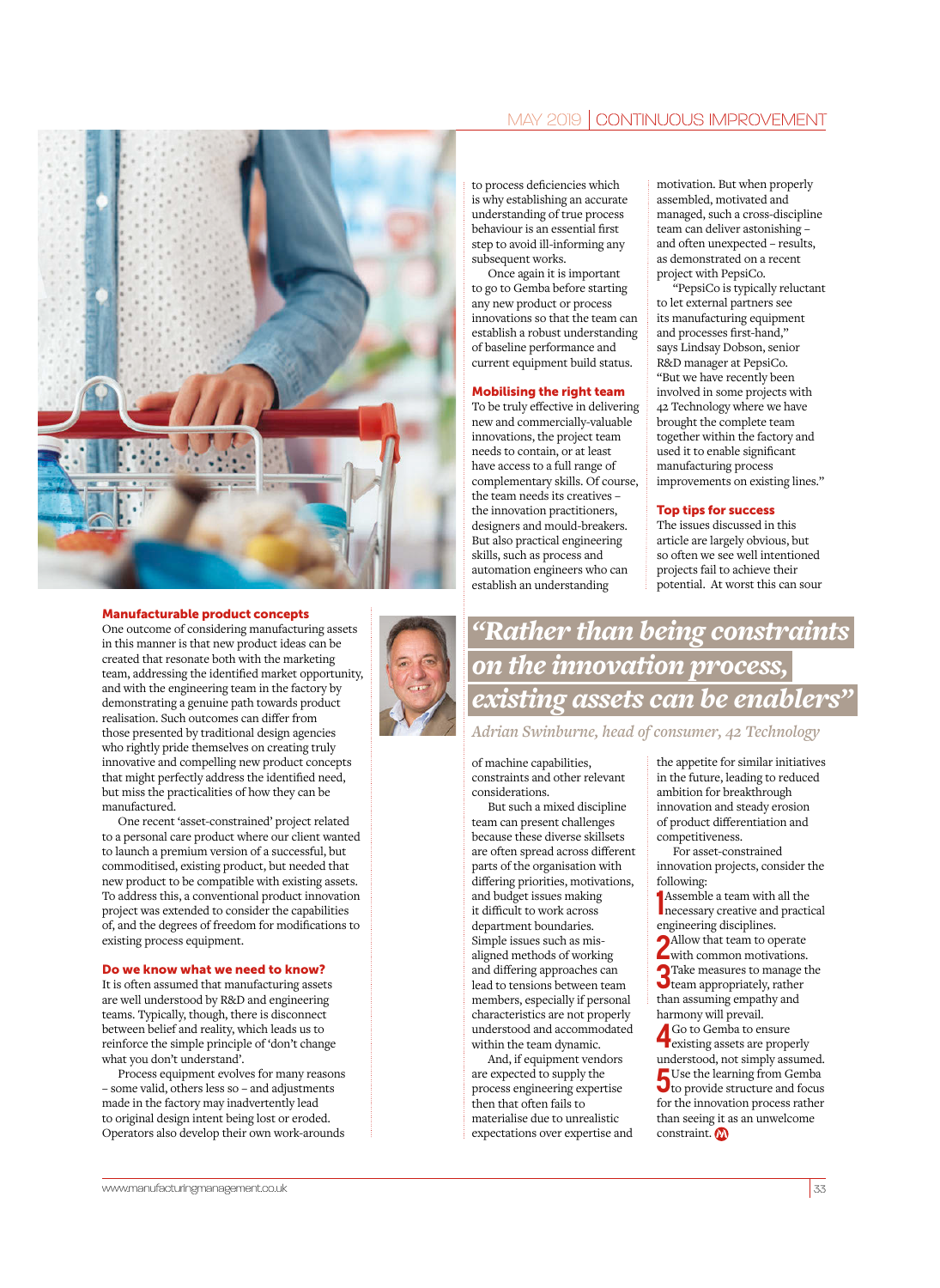to process deficiencies which is why establishing an accurate understanding of true process behaviour is an essential first step to avoid ill-informing any subsequent works.

Once again it is important to go to Gemba before starting any new product or process innovations so that the team can establish a robust understanding of baseline performance and current equipment build status.

## Mobilising the right team

To be truly effective in delivering new and commercially-valuable innovations, the project team needs to contain, or at least have access to a full range of complementary skills. Of course, the team needs its creatives – the innovation practitioners, designers and mould-breakers. But also practical engineering skills, such as process and automation engineers who can establish an understanding of machine capabilities, constraints and other relevant considerations.

But such a mixed discipline team can present challenges because these diverse skillsets are often spread across different parts of the organisation with differing priorities, motivations, and budget issues making it difficult to work across department boundaries. Simple issues such as mis-aligned methods of working and differing approaches can lead to tensions between team members, especially if personal characteristics are not properly understood and accommodated within the team dynamic.

And, if equipment vendors are expected to supply the process engineering expertise then that often fails to materialise due to unrealistic expectations over expertise and motivation. But when properly assembled, motivated and managed, such a cross-discipline team can deliver astonishing – and often unexpected – results, as demonstrated on a recent project with PepsiCo.

"PepsiCo is typically reluctant to let external partners see its manufacturing equipment and processes first-hand," says Lindsay Dobson, senior R&D manager at PepsiCo. "But we have recently been involved in some projects with 42 Technology where we have brought the complete team together within the factory and used it to enable significant manufacturing process improvements on existing lines."

## Top tips for success

The issues discussed in this article are largely obvious, but so often we see well intentioned projects fail to achieve their potential. At worst this can sour the appetite for similar initiatives in the future, leading to reduced ambition for breakthrough innovation and steady erosion of product differentiation and competitiveness.

For asset-constrained innovation projects, consider the following:

1. Assemble a team with all the necessary creative and practical engineering disciplines.
2. Allow that team to operate with common motivations.
3. Take measures to manage the team appropriately, rather than assuming empathy and harmony will prevail.
4. Go to Gemba to ensure existing assets are properly understood, not simply assumed.
5. Use the learning from Gemba to provide structure and focus for the innovation process rather than seeing it as an unwelcome constraint.

## Manufacturable product concepts

One outcome of considering manufacturing assets in this manner is that new product ideas can be created that resonate both with the marketing team, addressing the identified market opportunity, and with the engineering team in the factory by demonstrating a genuine path towards product realisation. Such outcomes can differ from those presented by traditional design agencies who rightly pride themselves on creating truly innovative and compelling new product concepts that might perfectly address the identified need, but miss the practicalities of how they can be manufactured.

One recent 'asset-constrained' project related to a personal care product where our client wanted to launch a premium version of a successful, but commoditised, existing product, but needed that new product to be compatible with existing assets. To address this, a conventional product innovation project was extended to consider the capabilities of, and the degrees of freedom for modifications to existing process equipment.

## Do we know what we need to know?

It is often assumed that manufacturing assets are well understood by R&D and engineering teams. Typically, though, there is disconnect between belief and reality, which leads us to reinforce the simple principle of 'don't change what you don't understand'.

Process equipment evolves for many reasons – some valid, others less so – and adjustments made in the factory may inadvertently lead to original design intent being lost or eroded. Operators also develop their own work-arounds

> *"Rather than being constraints on the innovation process, existing assets can be enablers"*
>
> *Adrian Swinburne, head of consumer, 42 Technology*